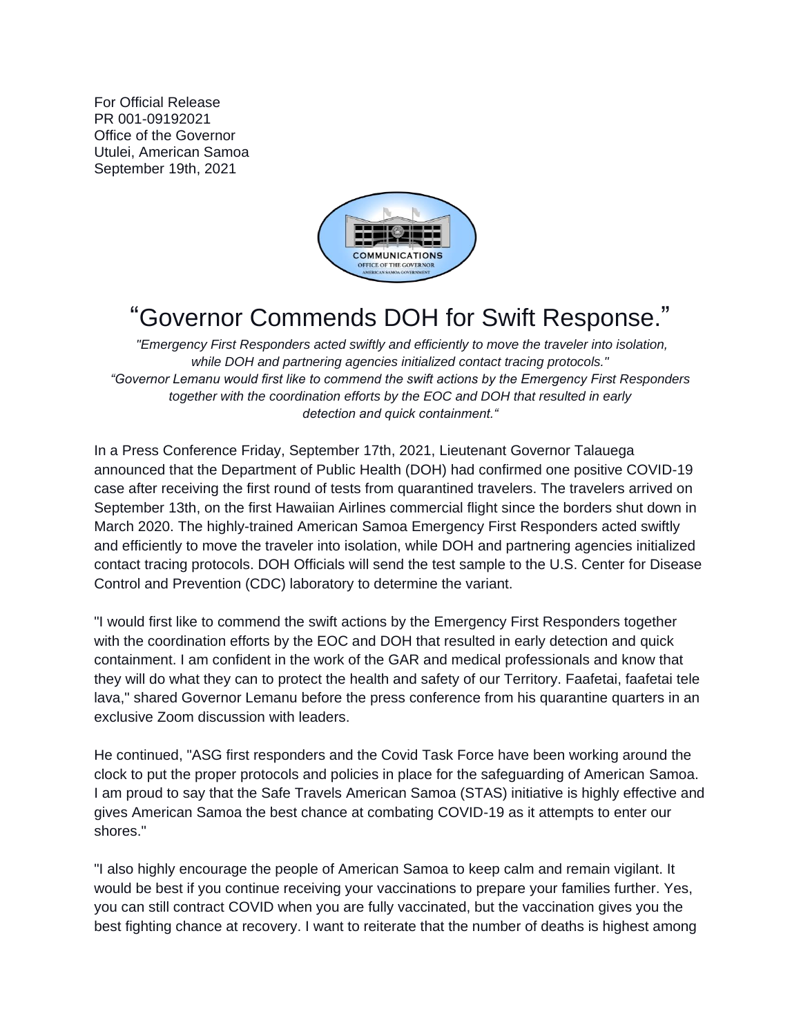For Official Release
PR 001-09192021
Office of the Governor
Utulei, American Samoa
September 19th, 2021

# "Governor Commends DOH for Swift Response."

*"Emergency First Responders acted swiftly and efficiently to move the traveler into isolation, while DOH and partnering agencies initialized contact tracing protocols."*
*"Governor Lemanu would first like to commend the swift actions by the Emergency First Responders together with the coordination efforts by the EOC and DOH that resulted in early detection and quick containment."*

In a Press Conference Friday, September 17th, 2021, Lieutenant Governor Talauega announced that the Department of Public Health (DOH) had confirmed one positive COVID-19 case after receiving the first round of tests from quarantined travelers. The travelers arrived on September 13th, on the first Hawaiian Airlines commercial flight since the borders shut down in March 2020. The highly-trained American Samoa Emergency First Responders acted swiftly and efficiently to move the traveler into isolation, while DOH and partnering agencies initialized contact tracing protocols. DOH Officials will send the test sample to the U.S. Center for Disease Control and Prevention (CDC) laboratory to determine the variant.

"I would first like to commend the swift actions by the Emergency First Responders together with the coordination efforts by the EOC and DOH that resulted in early detection and quick containment. I am confident in the work of the GAR and medical professionals and know that they will do what they can to protect the health and safety of our Territory. Faafetai, faafetai tele lava," shared Governor Lemanu before the press conference from his quarantine quarters in an exclusive Zoom discussion with leaders.

He continued, "ASG first responders and the Covid Task Force have been working around the clock to put the proper protocols and policies in place for the safeguarding of American Samoa. I am proud to say that the Safe Travels American Samoa (STAS) initiative is highly effective and gives American Samoa the best chance at combating COVID-19 as it attempts to enter our shores."

"I also highly encourage the people of American Samoa to keep calm and remain vigilant. It would be best if you continue receiving your vaccinations to prepare your families further. Yes, you can still contract COVID when you are fully vaccinated, but the vaccination gives you the best fighting chance at recovery. I want to reiterate that the number of deaths is highest among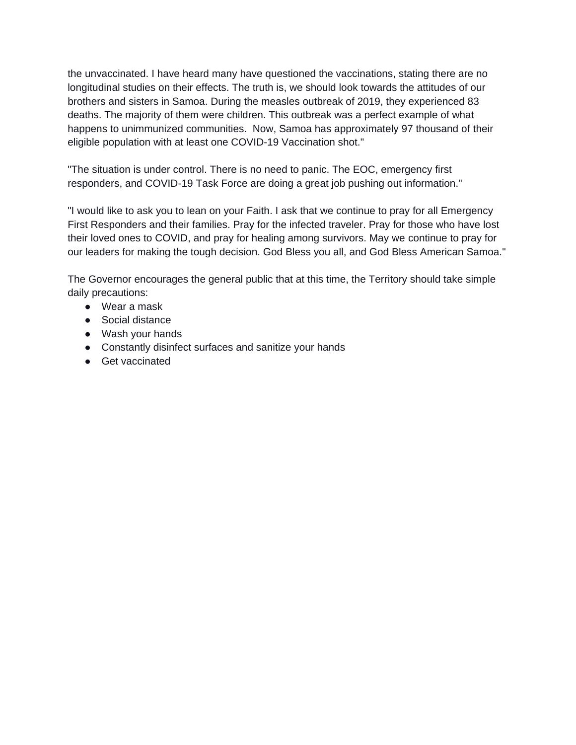the unvaccinated. I have heard many have questioned the vaccinations, stating there are no longitudinal studies on their effects. The truth is, we should look towards the attitudes of our brothers and sisters in Samoa. During the measles outbreak of 2019, they experienced 83 deaths. The majority of them were children. This outbreak was a perfect example of what happens to unimmunized communities.  Now, Samoa has approximately 97 thousand of their eligible population with at least one COVID-19 Vaccination shot."

"The situation is under control. There is no need to panic. The EOC, emergency first responders, and COVID-19 Task Force are doing a great job pushing out information."

"I would like to ask you to lean on your Faith. I ask that we continue to pray for all Emergency First Responders and their families. Pray for the infected traveler. Pray for those who have lost their loved ones to COVID, and pray for healing among survivors. May we continue to pray for our leaders for making the tough decision. God Bless you all, and God Bless American Samoa."

The Governor encourages the general public that at this time, the Territory should take simple daily precautions:

- Wear a mask
- Social distance
- Wash your hands
- Constantly disinfect surfaces and sanitize your hands
- Get vaccinated